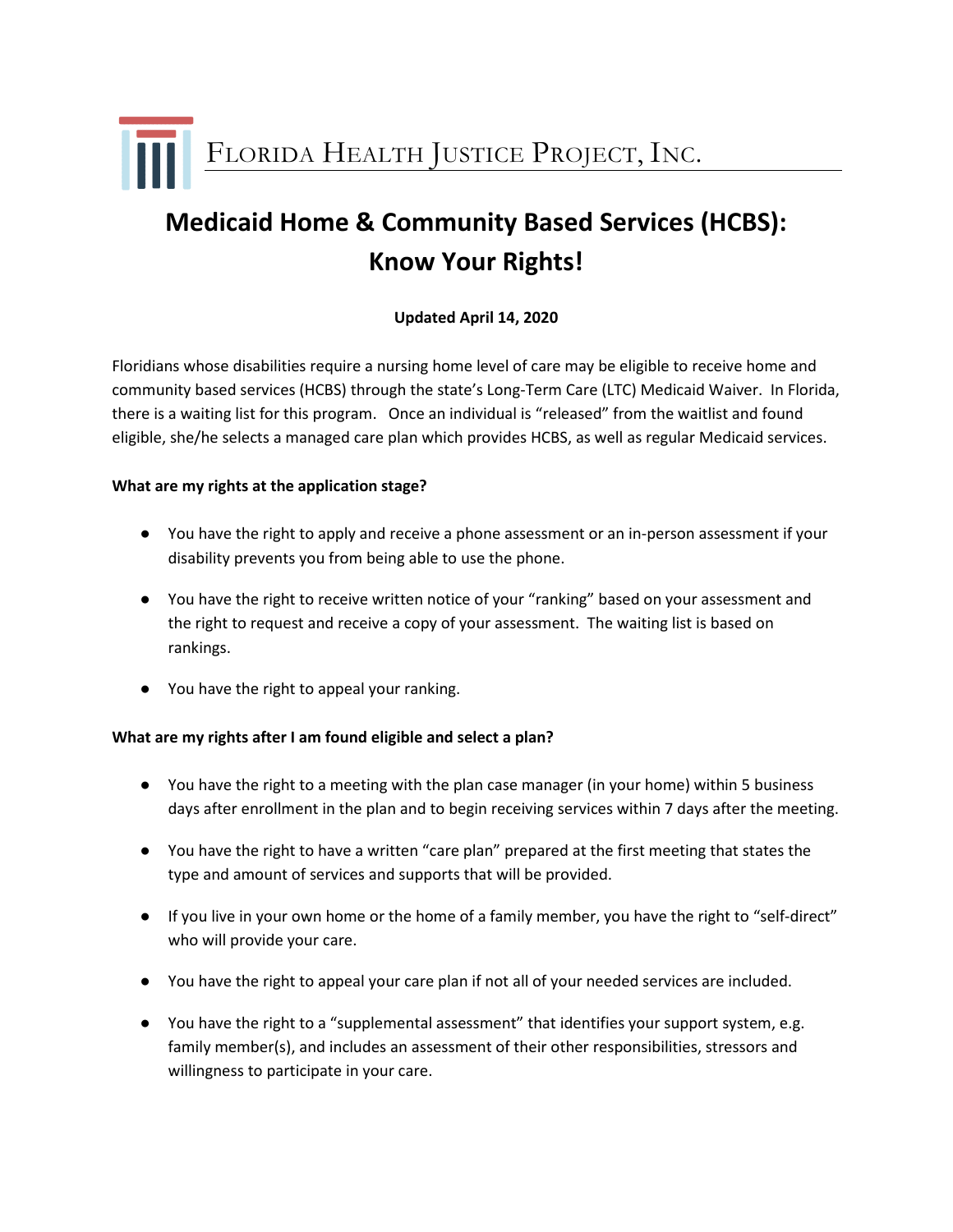Florida Health Justice Project, Inc.

# Medicaid Home & Community Based Services (HCBS): Know Your Rights!

**Updated April 14, 2020**

Floridians whose disabilities require a nursing home level of care may be eligible to receive home and community based services (HCBS) through the state's Long-Term Care (LTC) Medicaid Waiver. In Florida, there is a waiting list for this program. Once an individual is "released" from the waitlist and found eligible, she/he selects a managed care plan which provides HCBS, as well as regular Medicaid services.

**What are my rights at the application stage?**

- You have the right to apply and receive a phone assessment or an in-person assessment if your disability prevents you from being able to use the phone.
- You have the right to receive written notice of your "ranking" based on your assessment and the right to request and receive a copy of your assessment. The waiting list is based on rankings.
- You have the right to appeal your ranking.

**What are my rights after I am found eligible and select a plan?**

- You have the right to a meeting with the plan case manager (in your home) within 5 business days after enrollment in the plan and to begin receiving services within 7 days after the meeting.
- You have the right to have a written "care plan" prepared at the first meeting that states the type and amount of services and supports that will be provided.
- If you live in your own home or the home of a family member, you have the right to "self-direct" who will provide your care.
- You have the right to appeal your care plan if not all of your needed services are included.
- You have the right to a "supplemental assessment" that identifies your support system, e.g. family member(s), and includes an assessment of their other responsibilities, stressors and willingness to participate in your care.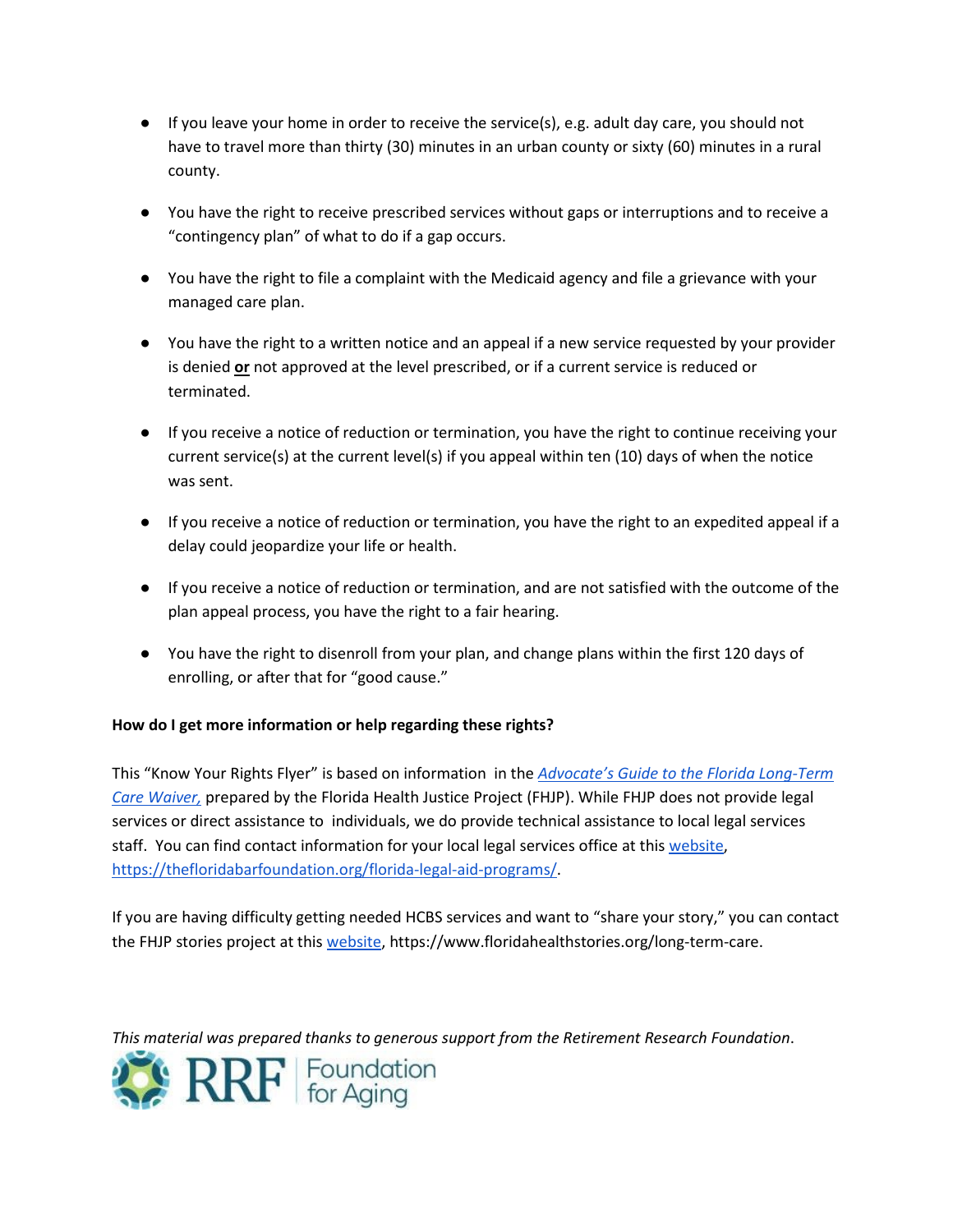- If you leave your home in order to receive the service(s), e.g. adult day care, you should not have to travel more than thirty (30) minutes in an urban county or sixty (60) minutes in a rural county.

- You have the right to receive prescribed services without gaps or interruptions and to receive a "contingency plan" of what to do if a gap occurs.

- You have the right to file a complaint with the Medicaid agency and file a grievance with your managed care plan.

- You have the right to a written notice and an appeal if a new service requested by your provider is denied **or** not approved at the level prescribed, or if a current service is reduced or terminated.

- If you receive a notice of reduction or termination, you have the right to continue receiving your current service(s) at the current level(s) if you appeal within ten (10) days of when the notice was sent.

- If you receive a notice of reduction or termination, you have the right to an expedited appeal if a delay could jeopardize your life or health.

- If you receive a notice of reduction or termination, and are not satisfied with the outcome of the plan appeal process, you have the right to a fair hearing.

- You have the right to disenroll from your plan, and change plans within the first 120 days of enrolling, or after that for "good cause."

**How do I get more information or help regarding these rights?**

This "Know Your Rights Flyer" is based on information in the *Advocate's Guide to the Florida Long-Term Care Waiver,* prepared by the Florida Health Justice Project (FHJP). While FHJP does not provide legal services or direct assistance to individuals, we do provide technical assistance to local legal services staff. You can find contact information for your local legal services office at this website, https://thefloridabarfoundation.org/florida-legal-aid-programs/.

If you are having difficulty getting needed HCBS services and want to "share your story," you can contact the FHJP stories project at this website, https://www.floridahealthstories.org/long-term-care.

*This material was prepared thanks to generous support from the Retirement Research Foundation.*

RRF Foundation for Aging